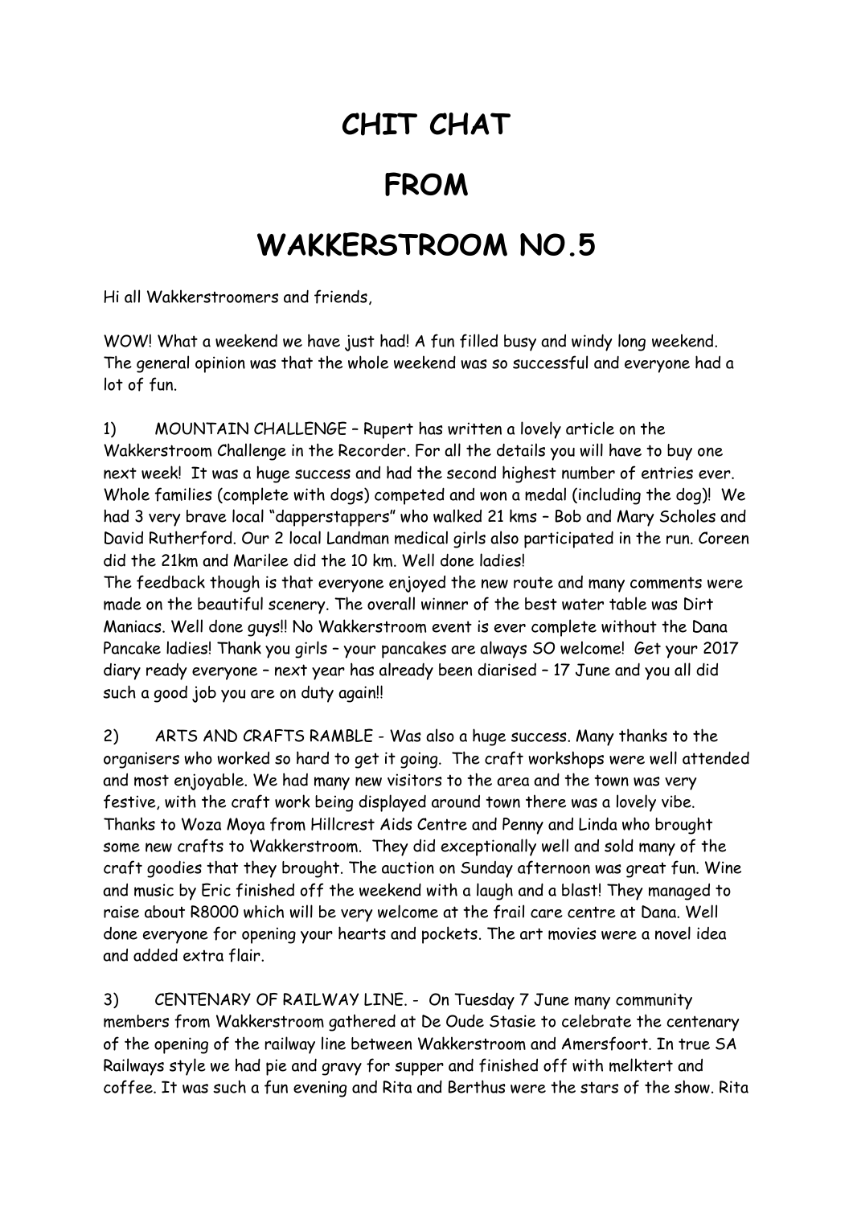# CHIT CHAT

# FROM

# WAKKERSTROOM NO.5

Hi all Wakkerstroomers and friends,

WOW! What a weekend we have just had! A fun filled busy and windy long weekend. The general opinion was that the whole weekend was so successful and everyone had a lot of fun.

1) MOUNTAIN CHALLENGE – Rupert has written a lovely article on the Wakkerstroom Challenge in the Recorder. For all the details you will have to buy one next week! It was a huge success and had the second highest number of entries ever. Whole families (complete with dogs) competed and won a medal (including the dog)! We had 3 very brave local "dapperstappers" who walked 21 kms – Bob and Mary Scholes and David Rutherford. Our 2 local Landman medical girls also participated in the run. Coreen did the 21km and Marilee did the 10 km. Well done ladies!
The feedback though is that everyone enjoyed the new route and many comments were made on the beautiful scenery. The overall winner of the best water table was Dirt Maniacs. Well done guys!! No Wakkerstroom event is ever complete without the Dana Pancake ladies! Thank you girls – your pancakes are always SO welcome! Get your 2017 diary ready everyone – next year has already been diarised – 17 June and you all did such a good job you are on duty again!!

2) ARTS AND CRAFTS RAMBLE - Was also a huge success. Many thanks to the organisers who worked so hard to get it going. The craft workshops were well attended and most enjoyable. We had many new visitors to the area and the town was very festive, with the craft work being displayed around town there was a lovely vibe. Thanks to Woza Moya from Hillcrest Aids Centre and Penny and Linda who brought some new crafts to Wakkerstroom. They did exceptionally well and sold many of the craft goodies that they brought. The auction on Sunday afternoon was great fun. Wine and music by Eric finished off the weekend with a laugh and a blast! They managed to raise about R8000 which will be very welcome at the frail care centre at Dana. Well done everyone for opening your hearts and pockets. The art movies were a novel idea and added extra flair.

3) CENTENARY OF RAILWAY LINE. - On Tuesday 7 June many community members from Wakkerstroom gathered at De Oude Stasie to celebrate the centenary of the opening of the railway line between Wakkerstroom and Amersfoort. In true SA Railways style we had pie and gravy for supper and finished off with melktert and coffee. It was such a fun evening and Rita and Berthus were the stars of the show. Rita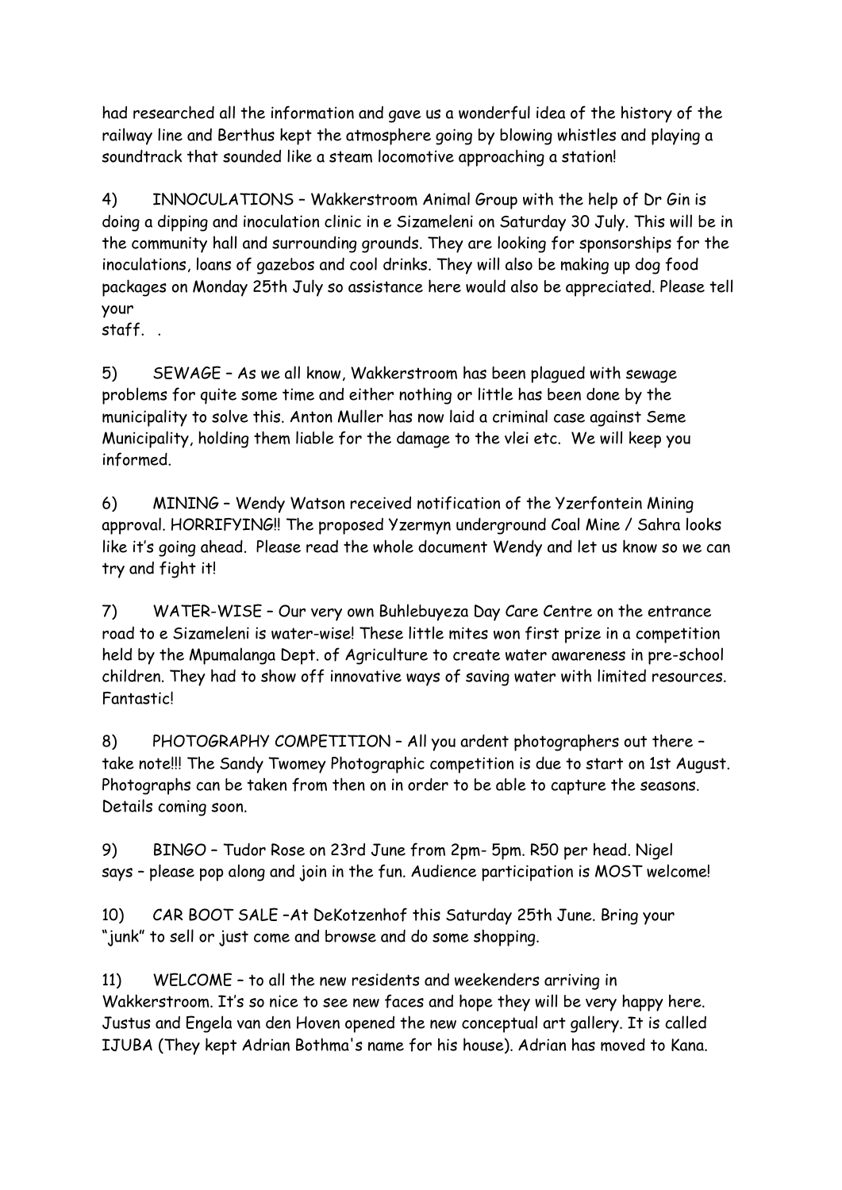had researched all the information and gave us a wonderful idea of the history of the railway line and Berthus kept the atmosphere going by blowing whistles and playing a soundtrack that sounded like a steam locomotive approaching a station!

4) INNOCULATIONS – Wakkerstroom Animal Group with the help of Dr Gin is doing a dipping and inoculation clinic in e Sizameleni on Saturday 30 July. This will be in the community hall and surrounding grounds. They are looking for sponsorships for the inoculations, loans of gazebos and cool drinks. They will also be making up dog food packages on Monday 25th July so assistance here would also be appreciated. Please tell your
staff. .

5) SEWAGE – As we all know, Wakkerstroom has been plagued with sewage problems for quite some time and either nothing or little has been done by the municipality to solve this. Anton Muller has now laid a criminal case against Seme Municipality, holding them liable for the damage to the vlei etc. We will keep you informed.

6) MINING – Wendy Watson received notification of the Yzerfontein Mining approval. HORRIFYING!! The proposed Yzermyn underground Coal Mine / Sahra looks like it's going ahead. Please read the whole document Wendy and let us know so we can try and fight it!

7) WATER-WISE – Our very own Buhlebuyeza Day Care Centre on the entrance road to e Sizameleni is water-wise! These little mites won first prize in a competition held by the Mpumalanga Dept. of Agriculture to create water awareness in pre-school children. They had to show off innovative ways of saving water with limited resources. Fantastic!

8) PHOTOGRAPHY COMPETITION – All you ardent photographers out there – take note!!! The Sandy Twomey Photographic competition is due to start on 1st August. Photographs can be taken from then on in order to be able to capture the seasons. Details coming soon.

9) BINGO – Tudor Rose on 23rd June from 2pm- 5pm. R50 per head. Nigel says – please pop along and join in the fun. Audience participation is MOST welcome!

10) CAR BOOT SALE –At DeKotzenhof this Saturday 25th June. Bring your "junk" to sell or just come and browse and do some shopping.

11) WELCOME – to all the new residents and weekenders arriving in Wakkerstroom. It's so nice to see new faces and hope they will be very happy here. Justus and Engela van den Hoven opened the new conceptual art gallery. It is called IJUBA (They kept Adrian Bothma's name for his house). Adrian has moved to Kana.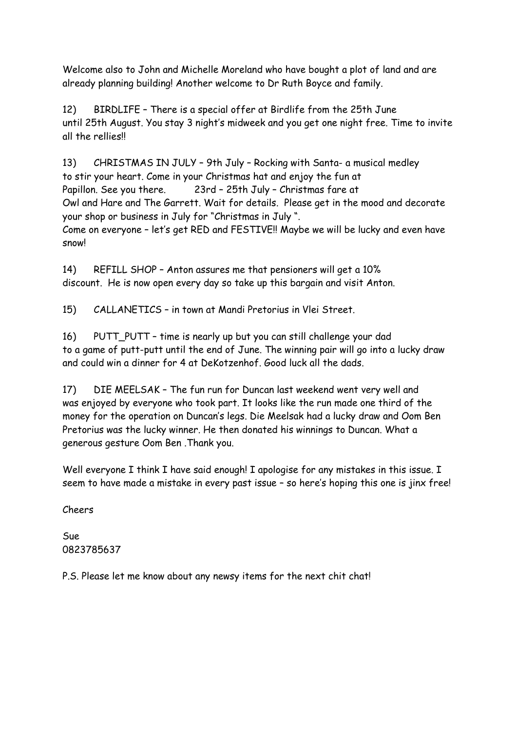Welcome also to John and Michelle Moreland who have bought a plot of land and are already planning building! Another welcome to Dr Ruth Boyce and family.

12) BIRDLIFE – There is a special offer at Birdlife from the 25th June until 25th August. You stay 3 night's midweek and you get one night free. Time to invite all the rellies!!

13) CHRISTMAS IN JULY – 9th July – Rocking with Santa- a musical medley to stir your heart. Come in your Christmas hat and enjoy the fun at Papillon. See you there. 23rd – 25th July – Christmas fare at Owl and Hare and The Garrett. Wait for details. Please get in the mood and decorate your shop or business in July for "Christmas in July ". Come on everyone – let's get RED and FESTIVE!! Maybe we will be lucky and even have snow!

14) REFILL SHOP – Anton assures me that pensioners will get a 10% discount. He is now open every day so take up this bargain and visit Anton.

15) CALLANETICS – in town at Mandi Pretorius in Vlei Street.

16) PUTT_PUTT – time is nearly up but you can still challenge your dad to a game of putt-putt until the end of June. The winning pair will go into a lucky draw and could win a dinner for 4 at DeKotzenhof. Good luck all the dads.

17) DIE MEELSAK – The fun run for Duncan last weekend went very well and was enjoyed by everyone who took part. It looks like the run made one third of the money for the operation on Duncan's legs. Die Meelsak had a lucky draw and Oom Ben Pretorius was the lucky winner. He then donated his winnings to Duncan. What a generous gesture Oom Ben .Thank you.

Well everyone I think I have said enough! I apologise for any mistakes in this issue. I seem to have made a mistake in every past issue – so here's hoping this one is jinx free!

Cheers

Sue
0823785637

P.S. Please let me know about any newsy items for the next chit chat!